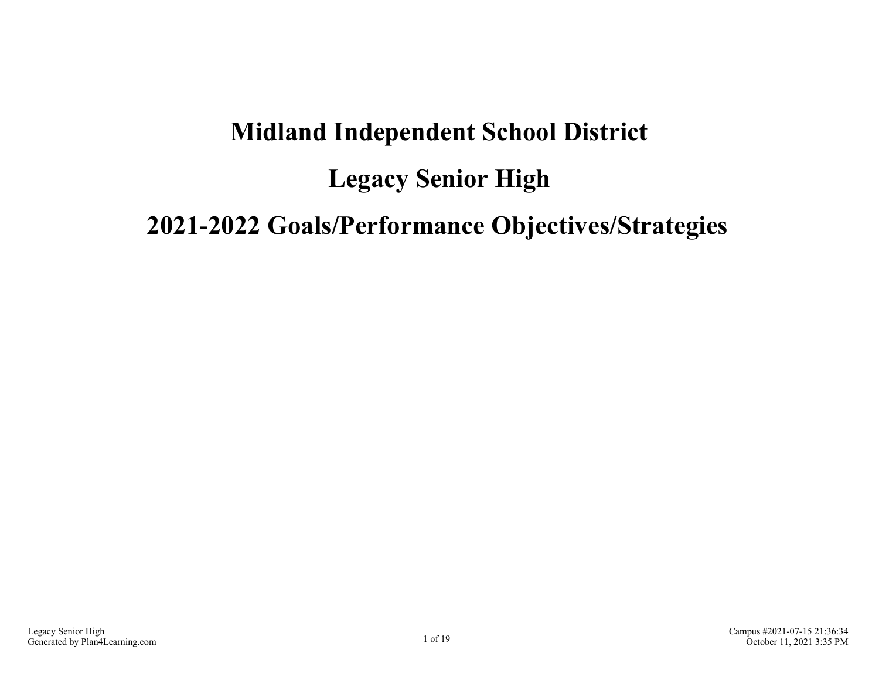# Midland Independent School District

# Legacy Senior High

# 2021-2022 Goals/Performance Objectives/Strategies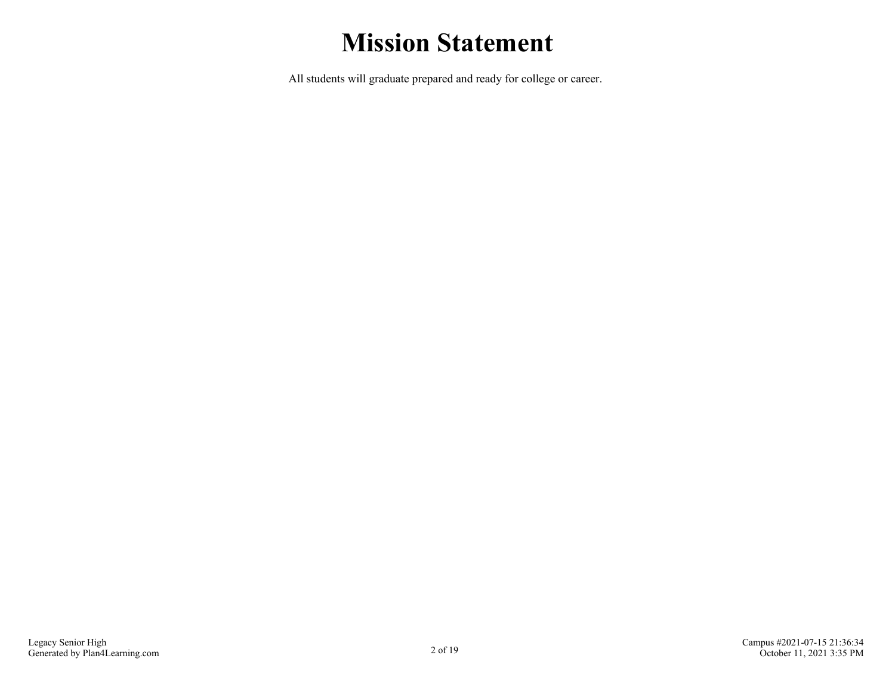# Mission Statement

All students will graduate prepared and ready for college or career.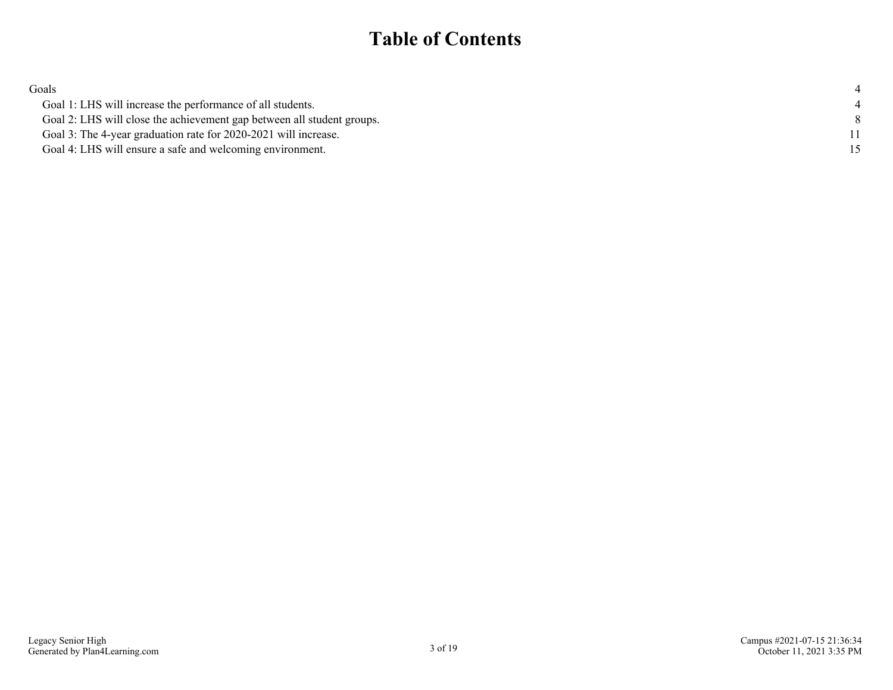# Table of Contents

| | |
|---|---|
| Goals | 4 |
| Goal 1: LHS will increase the performance of all students. | 4 |
| Goal 2: LHS will close the achievement gap between all student groups. | 8 |
| Goal 3: The 4-year graduation rate for 2020-2021 will increase. | 11 |
| Goal 4: LHS will ensure a safe and welcoming environment. | 15 |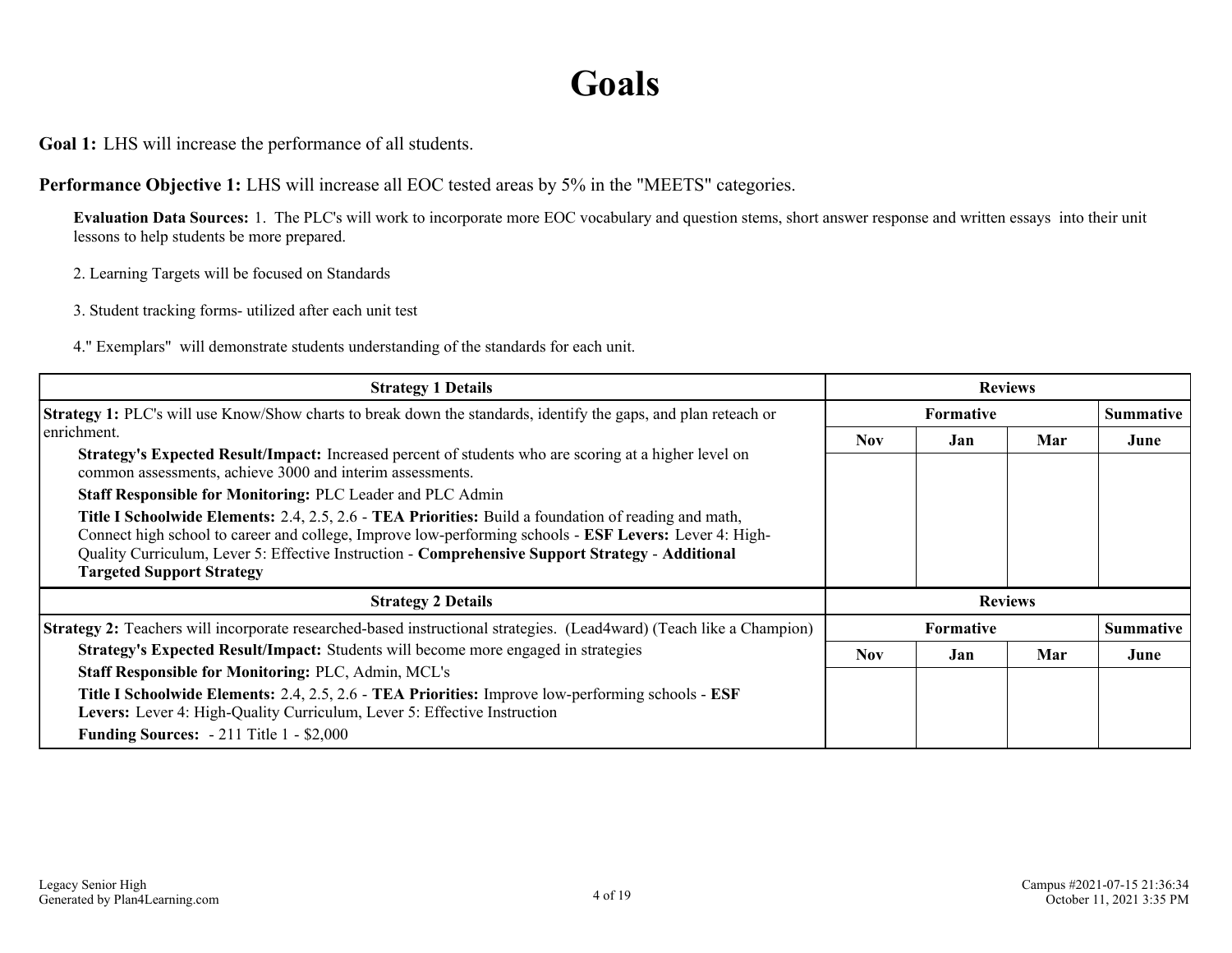# Goals

**Goal 1:** LHS will increase the performance of all students.

**Performance Objective 1:** LHS will increase all EOC tested areas by 5% in the "MEETS" categories.

**Evaluation Data Sources:** 1. The PLC's will work to incorporate more EOC vocabulary and question stems, short answer response and written essays into their unit lessons to help students be more prepared.

2. Learning Targets will be focused on Standards

3. Student tracking forms- utilized after each unit test

4." Exemplars" will demonstrate students understanding of the standards for each unit.

| Strategy 1 Details | Reviews | | | |
|---|---|---|---|---|
| **Strategy 1:** PLC's will use Know/Show charts to break down the standards, identify the gaps, and plan reteach or enrichment.<br>**Strategy's Expected Result/Impact:** Increased percent of students who are scoring at a higher level on common assessments, achieve 3000 and interim assessments.<br>**Staff Responsible for Monitoring:** PLC Leader and PLC Admin<br>**Title I Schoolwide Elements:** 2.4, 2.5, 2.6 - **TEA Priorities:** Build a foundation of reading and math, Connect high school to career and college, Improve low-performing schools - **ESF Levers:** Lever 4: High-Quality Curriculum, Lever 5: Effective Instruction - **Comprehensive Support Strategy** - **Additional Targeted Support Strategy** | **Formative** | | | **Summative** |
| | **Nov** | **Jan** | **Mar** | **June** |
| | | | | |

| Strategy 2 Details | Reviews | | | |
|---|---|---|---|---|
| **Strategy 2:** Teachers will incorporate researched-based instructional strategies. (Lead4ward) (Teach like a Champion)<br>**Strategy's Expected Result/Impact:** Students will become more engaged in strategies<br>**Staff Responsible for Monitoring:** PLC, Admin, MCL's<br>**Title I Schoolwide Elements:** 2.4, 2.5, 2.6 - **TEA Priorities:** Improve low-performing schools - **ESF Levers:** Lever 4: High-Quality Curriculum, Lever 5: Effective Instruction<br>**Funding Sources:** - 211 Title 1 - $2,000 | **Formative** | | | **Summative** |
| | **Nov** | **Jan** | **Mar** | **June** |
| | | | | |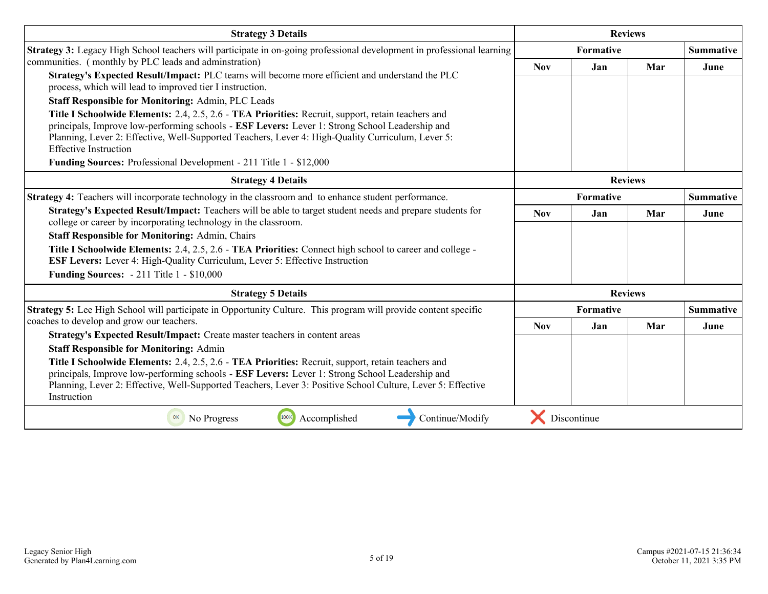| Strategy 3 Details | Reviews | | | |
|---|---|---|---|---|
| **Strategy 3:** Legacy High School teachers will participate in on-going professional development in professional learning communities. ( monthly by PLC leads and adminstration) | Formative | | | Summative |
| **Strategy's Expected Result/Impact:** PLC teams will become more efficient and understand the PLC process, which will lead to improved tier I instruction.<br>**Staff Responsible for Monitoring:** Admin, PLC Leads<br>**Title I Schoolwide Elements:** 2.4, 2.5, 2.6 - **TEA Priorities:** Recruit, support, retain teachers and principals, Improve low-performing schools - **ESF Levers:** Lever 1: Strong School Leadership and Planning, Lever 2: Effective, Well-Supported Teachers, Lever 4: High-Quality Curriculum, Lever 5: Effective Instruction<br>**Funding Sources:** Professional Development - 211 Title 1 - $12,000 | Nov | Jan | Mar | June |

| Strategy 4 Details | Reviews | | | |
|---|---|---|---|---|
| **Strategy 4:** Teachers will incorporate technology in the classroom and to enhance student performance. | Formative | | | Summative |
| **Strategy's Expected Result/Impact:** Teachers will be able to target student needs and prepare students for college or career by incorporating technology in the classroom.<br>**Staff Responsible for Monitoring:** Admin, Chairs<br>**Title I Schoolwide Elements:** 2.4, 2.5, 2.6 - **TEA Priorities:** Connect high school to career and college - **ESF Levers:** Lever 4: High-Quality Curriculum, Lever 5: Effective Instruction<br>**Funding Sources:** - 211 Title 1 - $10,000 | Nov | Jan | Mar | June |

| Strategy 5 Details | Reviews | | | |
|---|---|---|---|---|
| **Strategy 5:** Lee High School will participate in Opportunity Culture. This program will provide content specific coaches to develop and grow our teachers. | Formative | | | Summative |
| **Strategy's Expected Result/Impact:** Create master teachers in content areas<br>**Staff Responsible for Monitoring:** Admin<br>**Title I Schoolwide Elements:** 2.4, 2.5, 2.6 - **TEA Priorities:** Recruit, support, retain teachers and principals, Improve low-performing schools - **ESF Levers:** Lever 1: Strong School Leadership and Planning, Lever 2: Effective, Well-Supported Teachers, Lever 3: Positive School Culture, Lever 5: Effective Instruction | Nov | Jan | Mar | June |

0% No Progress | 100% Accomplished | → Continue/Modify | ✕ Discontinue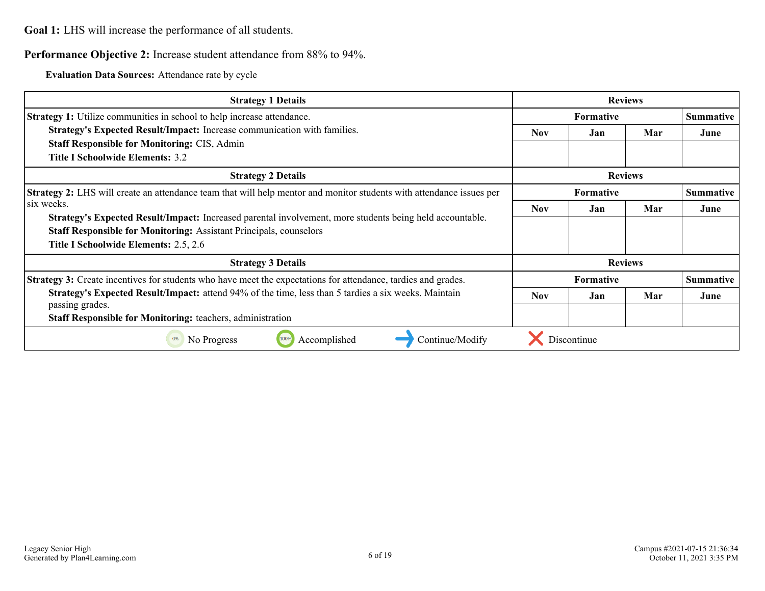**Goal 1:** LHS will increase the performance of all students.

**Performance Objective 2:** Increase student attendance from 88% to 94%.

**Evaluation Data Sources:** Attendance rate by cycle

| Strategy 1 Details | Reviews | | | |
|---|---|---|---|---|
| **Strategy 1:** Utilize communities in school to help increase attendance.<br>**Strategy's Expected Result/Impact:** Increase communication with families.<br>**Staff Responsible for Monitoring:** CIS, Admin<br>**Title I Schoolwide Elements:** 3.2 | Formative | | | Summative |
| | Nov | Jan | Mar | June |
| | | | | |

| Strategy 2 Details | Reviews | | | |
|---|---|---|---|---|
| **Strategy 2:** LHS will create an attendance team that will help mentor and monitor students with attendance issues per six weeks.<br>**Strategy's Expected Result/Impact:** Increased parental involvement, more students being held accountable.<br>**Staff Responsible for Monitoring:** Assistant Principals, counselors<br>**Title I Schoolwide Elements:** 2.5, 2.6 | Formative | | | Summative |
| | Nov | Jan | Mar | June |
| | | | | |

| Strategy 3 Details | Reviews | | | |
|---|---|---|---|---|
| **Strategy 3:** Create incentives for students who have meet the expectations for attendance, tardies and grades.<br>**Strategy's Expected Result/Impact:** attend 94% of the time, less than 5 tardies a six weeks. Maintain passing grades.<br>**Staff Responsible for Monitoring:** teachers, administration | Formative | | | Summative |
| | Nov | Jan | Mar | June |
| | | | | |

0% No Progress | 100% Accomplished | Continue/Modify | Discontinue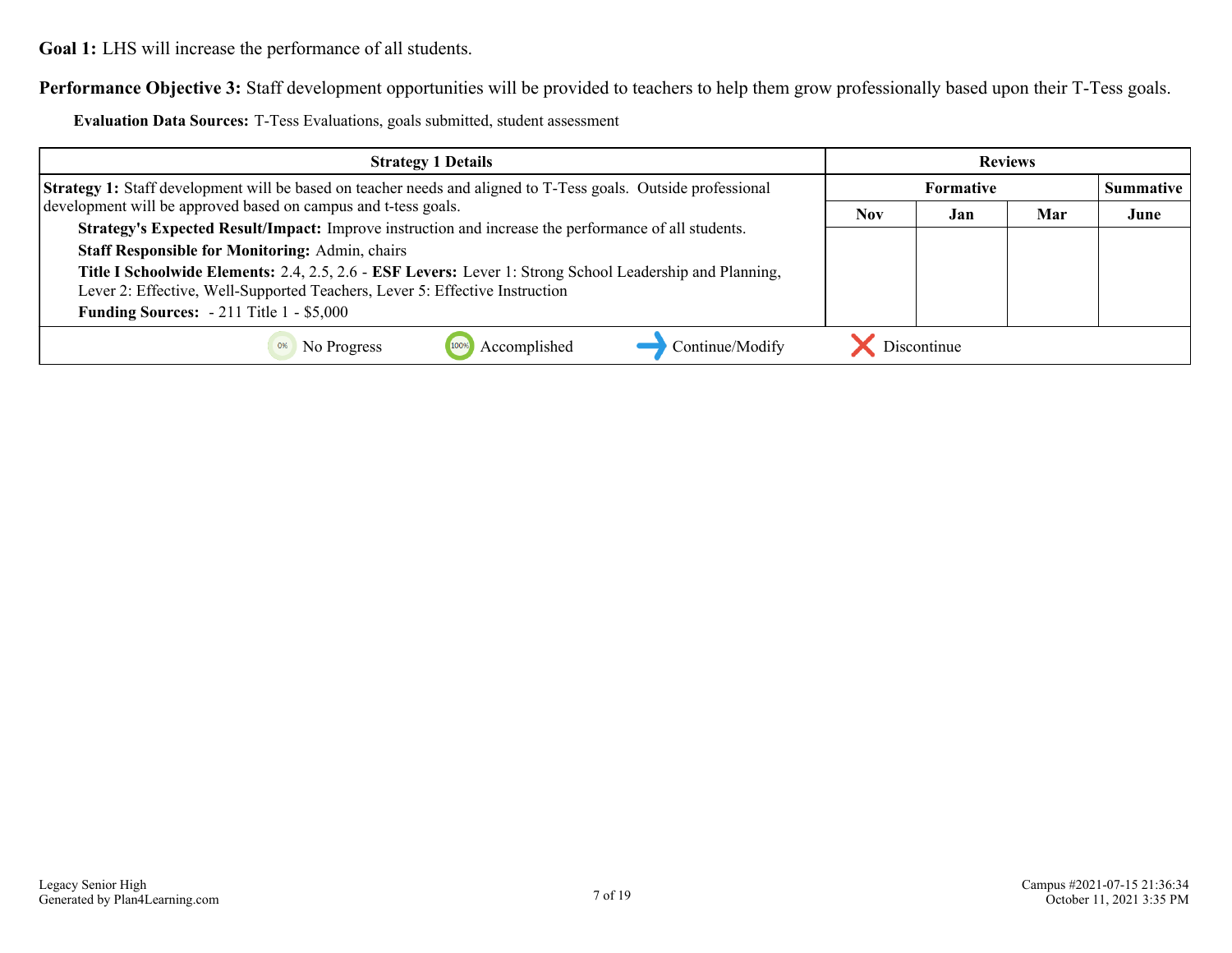**Goal 1:** LHS will increase the performance of all students.

**Performance Objective 3:** Staff development opportunities will be provided to teachers to help them grow professionally based upon their T-Tess goals.

**Evaluation Data Sources:** T-Tess Evaluations, goals submitted, student assessment

| Strategy 1 Details | Reviews | | | |
|---|---|---|---|---|
| | Formative | | | Summative |
| | Nov | Jan | Mar | June |
| **Strategy 1:** Staff development will be based on teacher needs and aligned to T-Tess goals. Outside professional development will be approved based on campus and t-tess goals.<br>**Strategy's Expected Result/Impact:** Improve instruction and increase the performance of all students.<br>**Staff Responsible for Monitoring:** Admin, chairs<br>**Title I Schoolwide Elements:** 2.4, 2.5, 2.6 - **ESF Levers:** Lever 1: Strong School Leadership and Planning, Lever 2: Effective, Well-Supported Teachers, Lever 5: Effective Instruction<br>**Funding Sources:** - 211 Title 1 - $5,000 | | | | |

0% No Progress | 100% Accomplished | Continue/Modify | Discontinue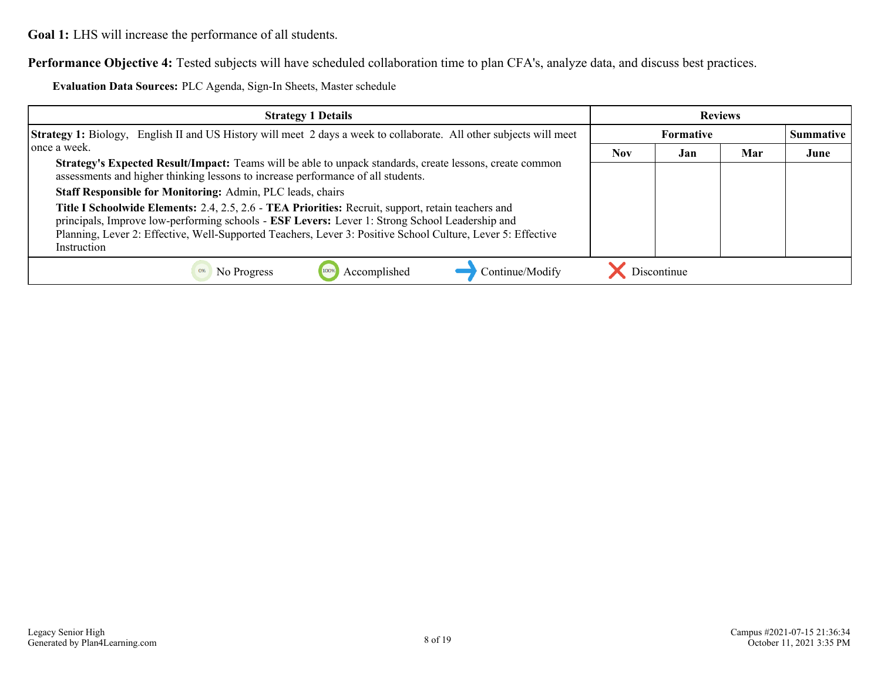**Goal 1:** LHS will increase the performance of all students.

**Performance Objective 4:** Tested subjects will have scheduled collaboration time to plan CFA's, analyze data, and discuss best practices.

**Evaluation Data Sources:** PLC Agenda, Sign-In Sheets, Master schedule

| Strategy 1 Details | Reviews | | | |
|---|---|---|---|---|
| | Formative | | | Summative |
| | Nov | Jan | Mar | June |
| **Strategy 1:** Biology, English II and US History will meet 2 days a week to collaborate. All other subjects will meet once a week.<br>**Strategy's Expected Result/Impact:** Teams will be able to unpack standards, create lessons, create common assessments and higher thinking lessons to increase performance of all students.<br>**Staff Responsible for Monitoring:** Admin, PLC leads, chairs<br>**Title I Schoolwide Elements:** 2.4, 2.5, 2.6 - **TEA Priorities:** Recruit, support, retain teachers and principals, Improve low-performing schools - **ESF Levers:** Lever 1: Strong School Leadership and Planning, Lever 2: Effective, Well-Supported Teachers, Lever 3: Positive School Culture, Lever 5: Effective Instruction | | | | |

0% No Progress | 100% Accomplished | Continue/Modify | Discontinue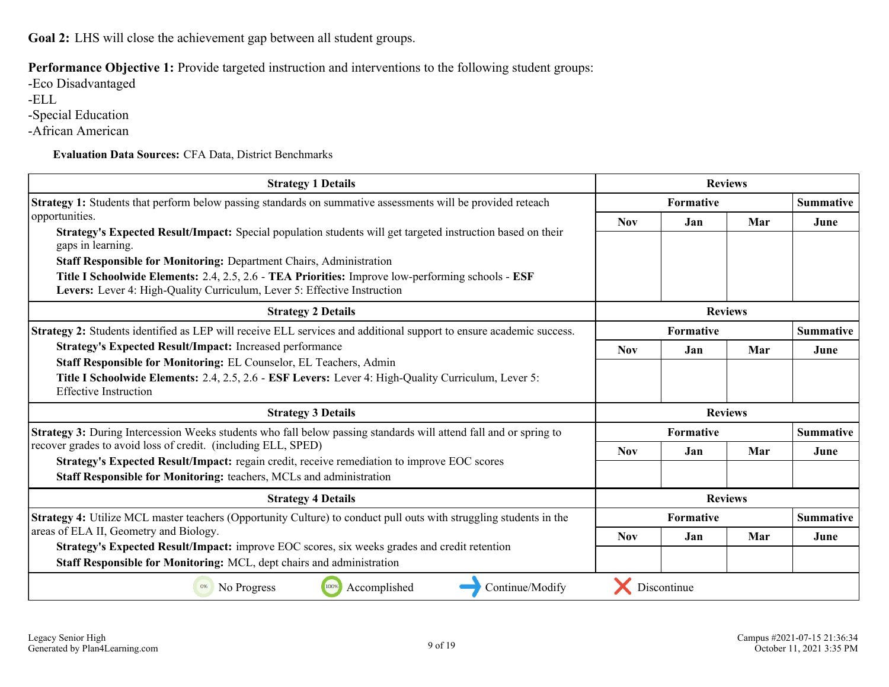**Goal 2:** LHS will close the achievement gap between all student groups.

**Performance Objective 1:** Provide targeted instruction and interventions to the following student groups:
-Eco Disadvantaged
-ELL
-Special Education
-African American

**Evaluation Data Sources:** CFA Data, District Benchmarks

| Strategy 1 Details | Reviews | | | |
|---|---|---|---|---|
| | Formative | | | Summative |
| | Nov | Jan | Mar | June |
| **Strategy 1:** Students that perform below passing standards on summative assessments will be provided reteach opportunities.<br>**Strategy's Expected Result/Impact:** Special population students will get targeted instruction based on their gaps in learning.<br>**Staff Responsible for Monitoring:** Department Chairs, Administration<br>**Title I Schoolwide Elements:** 2.4, 2.5, 2.6 - **TEA Priorities:** Improve low-performing schools - **ESF Levers:** Lever 4: High-Quality Curriculum, Lever 5: Effective Instruction | | | | |

| Strategy 2 Details | Reviews | | | |
|---|---|---|---|---|
| | Formative | | | Summative |
| | Nov | Jan | Mar | June |
| **Strategy 2:** Students identified as LEP will receive ELL services and additional support to ensure academic success.<br>**Strategy's Expected Result/Impact:** Increased performance<br>**Staff Responsible for Monitoring:** EL Counselor, EL Teachers, Admin<br>**Title I Schoolwide Elements:** 2.4, 2.5, 2.6 - **ESF Levers:** Lever 4: High-Quality Curriculum, Lever 5: Effective Instruction | | | | |

| Strategy 3 Details | Reviews | | | |
|---|---|---|---|---|
| | Formative | | | Summative |
| | Nov | Jan | Mar | June |
| **Strategy 3:** During Intercession Weeks students who fall below passing standards will attend fall and or spring to recover grades to avoid loss of credit. (including ELL, SPED)<br>**Strategy's Expected Result/Impact:** regain credit, receive remediation to improve EOC scores<br>**Staff Responsible for Monitoring:** teachers, MCLs and administration | | | | |

| Strategy 4 Details | Reviews | | | |
|---|---|---|---|---|
| | Formative | | | Summative |
| | Nov | Jan | Mar | June |
| **Strategy 4:** Utilize MCL master teachers (Opportunity Culture) to conduct pull outs with struggling students in the areas of ELA II, Geometry and Biology.<br>**Strategy's Expected Result/Impact:** improve EOC scores, six weeks grades and credit retention<br>**Staff Responsible for Monitoring:** MCL, dept chairs and administration | | | | |

0% No Progress | 100% Accomplished | Continue/Modify | Discontinue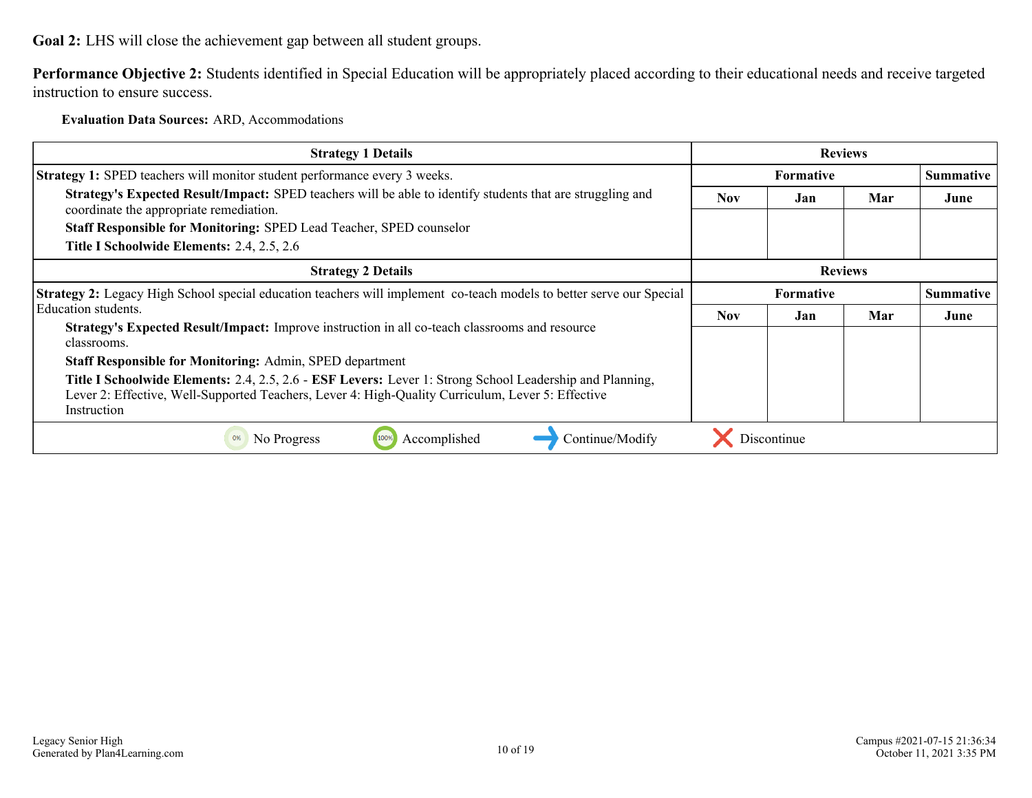**Goal 2:** LHS will close the achievement gap between all student groups.

**Performance Objective 2:** Students identified in Special Education will be appropriately placed according to their educational needs and receive targeted instruction to ensure success.

**Evaluation Data Sources:** ARD, Accommodations

| Strategy 1 Details | Reviews | | | |
|---|---|---|---|---|
| | Formative | | | Summative |
| **Strategy 1:** SPED teachers will monitor student performance every 3 weeks.<br>**Strategy's Expected Result/Impact:** SPED teachers will be able to identify students that are struggling and coordinate the appropriate remediation.<br>**Staff Responsible for Monitoring:** SPED Lead Teacher, SPED counselor<br>**Title I Schoolwide Elements:** 2.4, 2.5, 2.6 | Nov | Jan | Mar | June |

| Strategy 2 Details | Reviews | | | |
|---|---|---|---|---|
| | Formative | | | Summative |
| **Strategy 2:** Legacy High School special education teachers will implement co-teach models to better serve our Special Education students.<br>**Strategy's Expected Result/Impact:** Improve instruction in all co-teach classrooms and resource classrooms.<br>**Staff Responsible for Monitoring:** Admin, SPED department<br>**Title I Schoolwide Elements:** 2.4, 2.5, 2.6 - **ESF Levers:** Lever 1: Strong School Leadership and Planning, Lever 2: Effective, Well-Supported Teachers, Lever 4: High-Quality Curriculum, Lever 5: Effective Instruction | Nov | Jan | Mar | June |

0% No Progress | 100% Accomplished | Continue/Modify | Discontinue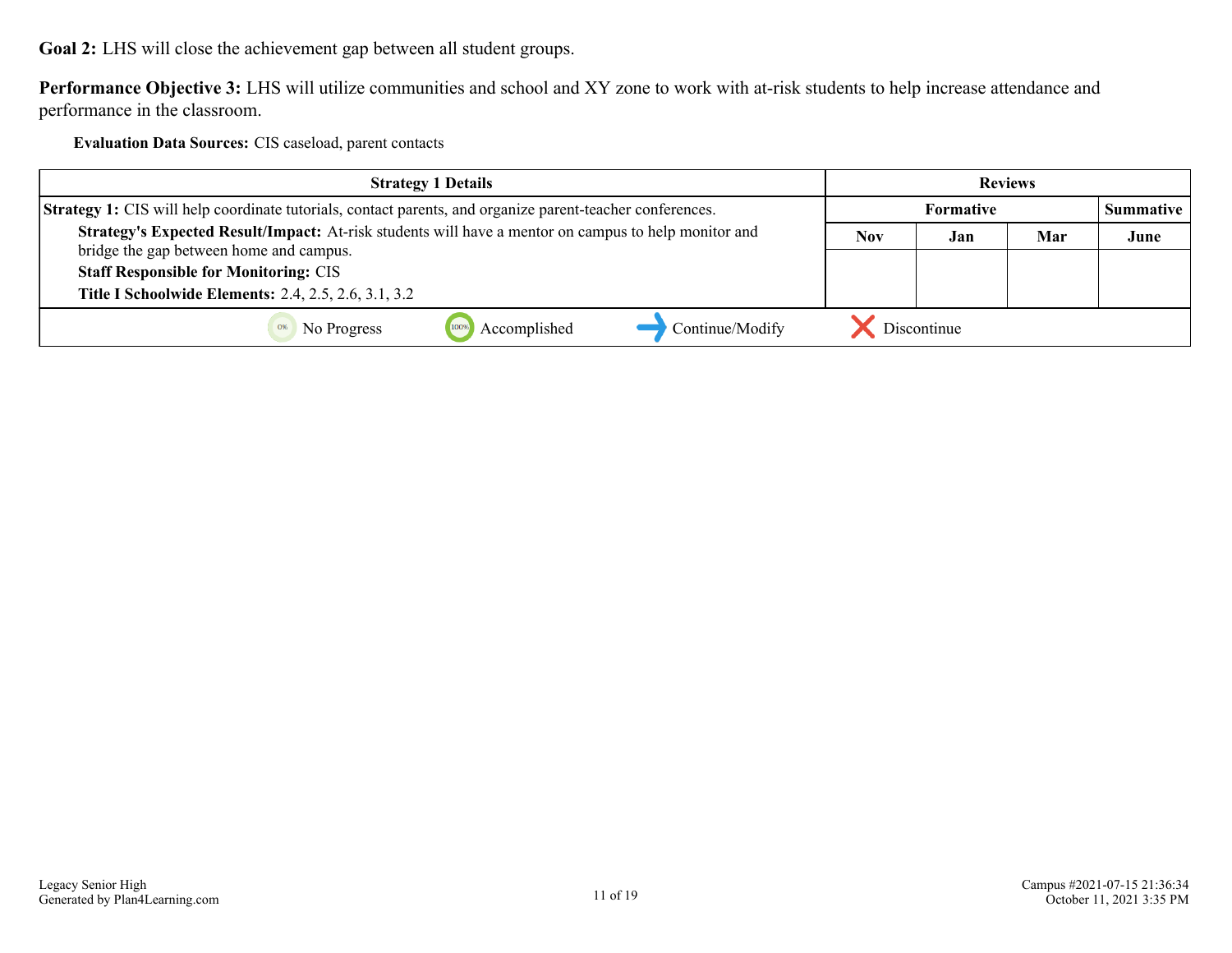**Goal 2:** LHS will close the achievement gap between all student groups.

**Performance Objective 3:** LHS will utilize communities and school and XY zone to work with at-risk students to help increase attendance and performance in the classroom.

**Evaluation Data Sources:** CIS caseload, parent contacts

| Strategy 1 Details | Reviews | | | |
|---|---|---|---|---|
| | Formative | | | Summative |
| | Nov | Jan | Mar | June |
| **Strategy 1:** CIS will help coordinate tutorials, contact parents, and organize parent-teacher conferences.<br>**Strategy's Expected Result/Impact:** At-risk students will have a mentor on campus to help monitor and bridge the gap between home and campus.<br>**Staff Responsible for Monitoring:** CIS<br>**Title I Schoolwide Elements:** 2.4, 2.5, 2.6, 3.1, 3.2 | | | | |

No Progress | Accomplished | Continue/Modify | Discontinue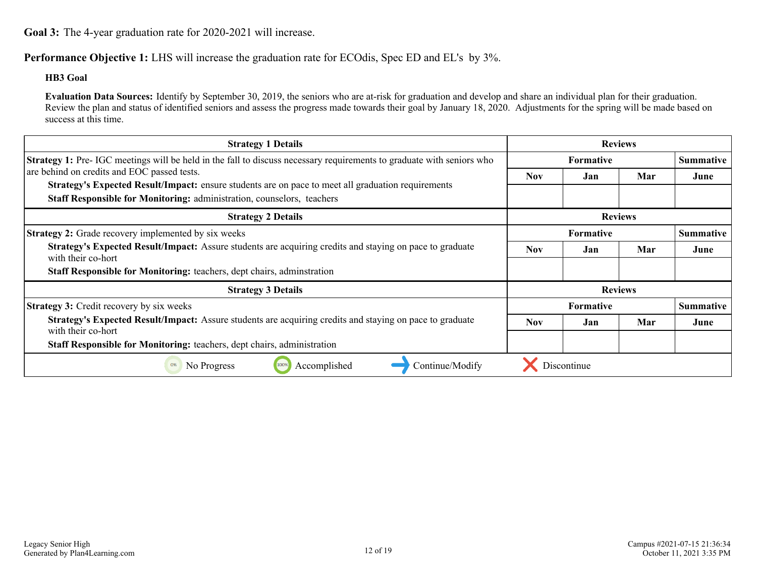**Goal 3:** The 4-year graduation rate for 2020-2021 will increase.

**Performance Objective 1:** LHS will increase the graduation rate for ECOdis, Spec ED and EL's by 3%.

**HB3 Goal**

**Evaluation Data Sources:** Identify by September 30, 2019, the seniors who are at-risk for graduation and develop and share an individual plan for their graduation. Review the plan and status of identified seniors and assess the progress made towards their goal by January 18, 2020. Adjustments for the spring will be made based on success at this time.

| Strategy 1 Details | Reviews | | | |
|---|---|---|---|---|
| | Formative | | | Summative |
| **Strategy 1:** Pre- IGC meetings will be held in the fall to discuss necessary requirements to graduate with seniors who are behind on credits and EOC passed tests.<br>**Strategy's Expected Result/Impact:** ensure students are on pace to meet all graduation requirements<br>**Staff Responsible for Monitoring:** administration, counselors, teachers | Nov | Jan | Mar | June |

| Strategy 2 Details | Reviews | | | |
|---|---|---|---|---|
| | Formative | | | Summative |
| **Strategy 2:** Grade recovery implemented by six weeks<br>**Strategy's Expected Result/Impact:** Assure students are acquiring credits and staying on pace to graduate with their co-hort<br>**Staff Responsible for Monitoring:** teachers, dept chairs, adminstration | Nov | Jan | Mar | June |

| Strategy 3 Details | Reviews | | | |
|---|---|---|---|---|
| | Formative | | | Summative |
| **Strategy 3:** Credit recovery by six weeks<br>**Strategy's Expected Result/Impact:** Assure students are acquiring credits and staying on pace to graduate with their co-hort<br>**Staff Responsible for Monitoring:** teachers, dept chairs, administration | Nov | Jan | Mar | June |

0% No Progress | 100% Accomplished | Continue/Modify | Discontinue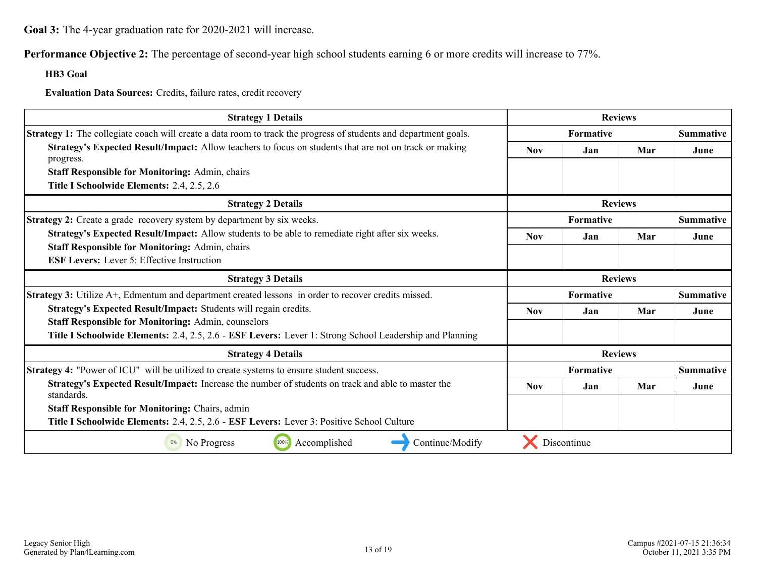**Goal 3:** The 4-year graduation rate for 2020-2021 will increase.

**Performance Objective 2:** The percentage of second-year high school students earning 6 or more credits will increase to 77%.

**HB3 Goal**

**Evaluation Data Sources:** Credits, failure rates, credit recovery

| Strategy 1 Details | Reviews | | | |
|---|---|---|---|---|
| **Strategy 1:** The collegiate coach will create a data room to track the progress of students and department goals. | Formative | | | Summative |
| **Strategy's Expected Result/Impact:** Allow teachers to focus on students that are not on track or making progress. **Staff Responsible for Monitoring:** Admin, chairs **Title I Schoolwide Elements:** 2.4, 2.5, 2.6 | Nov | Jan | Mar | June |
| | | | | |

| Strategy 2 Details | Reviews | | | |
|---|---|---|---|---|
| **Strategy 2:** Create a grade recovery system by department by six weeks. | Formative | | | Summative |
| **Strategy's Expected Result/Impact:** Allow students to be able to remediate right after six weeks. **Staff Responsible for Monitoring:** Admin, chairs **ESF Levers:** Lever 5: Effective Instruction | Nov | Jan | Mar | June |
| | | | | |

| Strategy 3 Details | Reviews | | | |
|---|---|---|---|---|
| **Strategy 3:** Utilize A+, Edmentum and department created lessons in order to recover credits missed. | Formative | | | Summative |
| **Strategy's Expected Result/Impact:** Students will regain credits. **Staff Responsible for Monitoring:** Admin, counselors **Title I Schoolwide Elements:** 2.4, 2.5, 2.6 - **ESF Levers:** Lever 1: Strong School Leadership and Planning | Nov | Jan | Mar | June |
| | | | | |

| Strategy 4 Details | Reviews | | | |
|---|---|---|---|---|
| **Strategy 4:** "Power of ICU" will be utilized to create systems to ensure student success. | Formative | | | Summative |
| **Strategy's Expected Result/Impact:** Increase the number of students on track and able to master the standards. **Staff Responsible for Monitoring:** Chairs, admin **Title I Schoolwide Elements:** 2.4, 2.5, 2.6 - **ESF Levers:** Lever 3: Positive School Culture | Nov | Jan | Mar | June |
| | | | | |

No Progress | Accomplished | Continue/Modify | Discontinue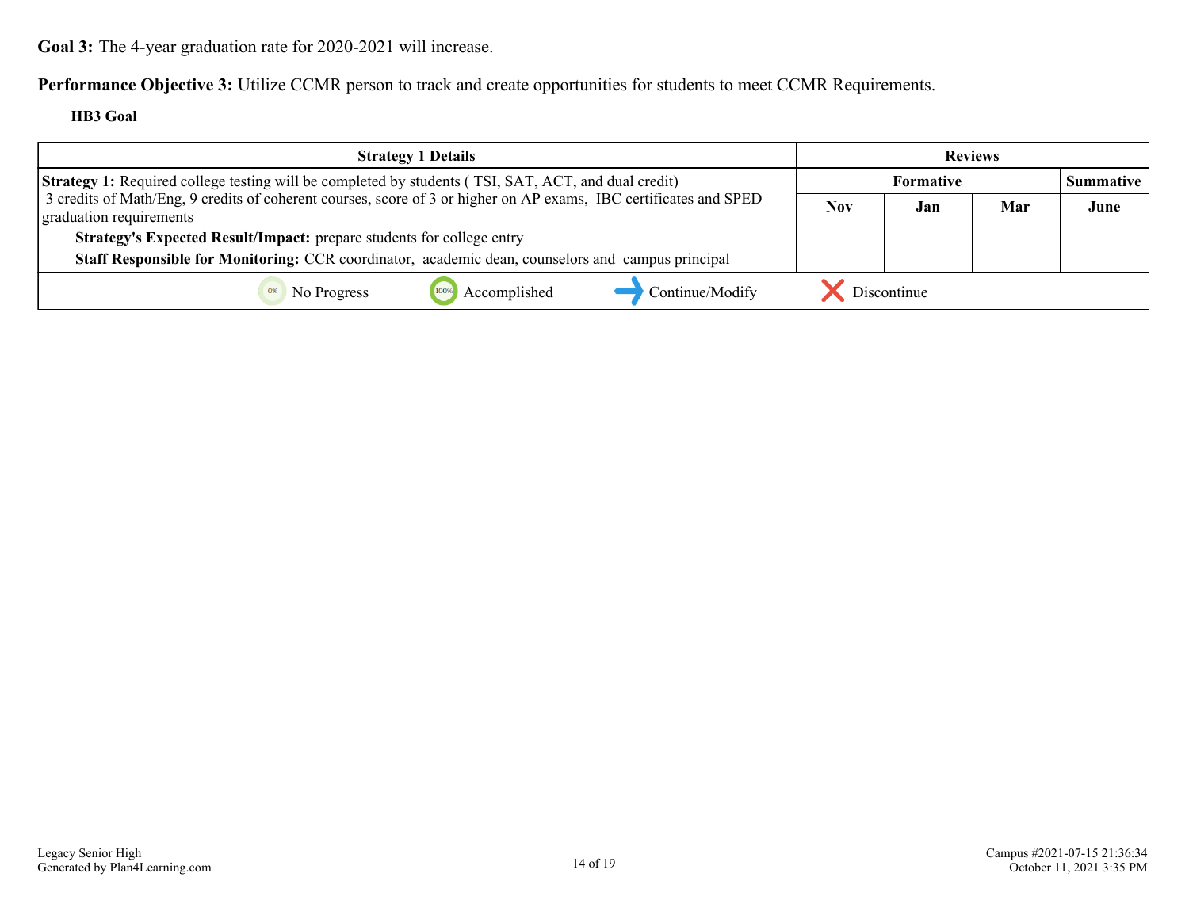**Goal 3:** The 4-year graduation rate for 2020-2021 will increase.

**Performance Objective 3:** Utilize CCMR person to track and create opportunities for students to meet CCMR Requirements.

**HB3 Goal**

| Strategy 1 Details | Reviews | | | |
|---|---|---|---|---|
| | Formative | | | Summative |
| | Nov | Jan | Mar | June |
| **Strategy 1:** Required college testing will be completed by students ( TSI, SAT, ACT, and dual credit) 3 credits of Math/Eng, 9 credits of coherent courses, score of 3 or higher on AP exams, IBC certificates and SPED graduation requirements<br>**Strategy's Expected Result/Impact:** prepare students for college entry<br>**Staff Responsible for Monitoring:** CCR coordinator, academic dean, counselors and campus principal | | | | |

No Progress | Accomplished | Continue/Modify | Discontinue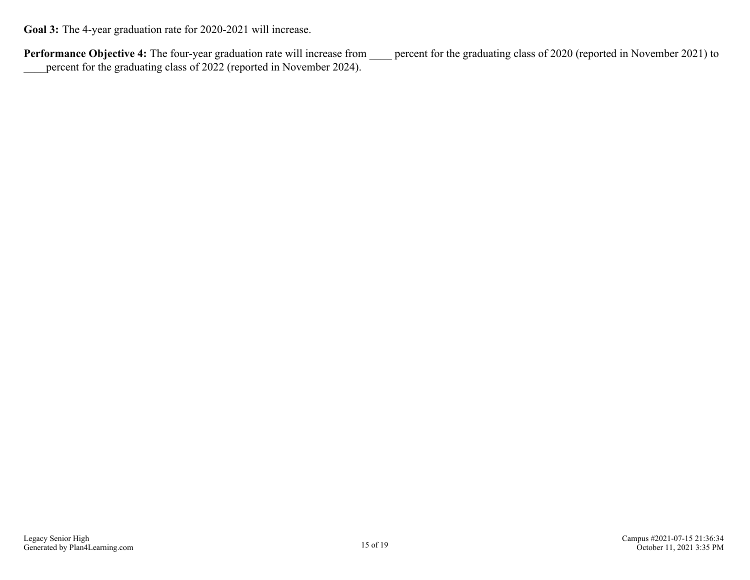**Goal 3:** The 4-year graduation rate for 2020-2021 will increase.

**Performance Objective 4:** The four-year graduation rate will increase from ____ percent for the graduating class of 2020 (reported in November 2021) to ____percent for the graduating class of 2022 (reported in November 2024).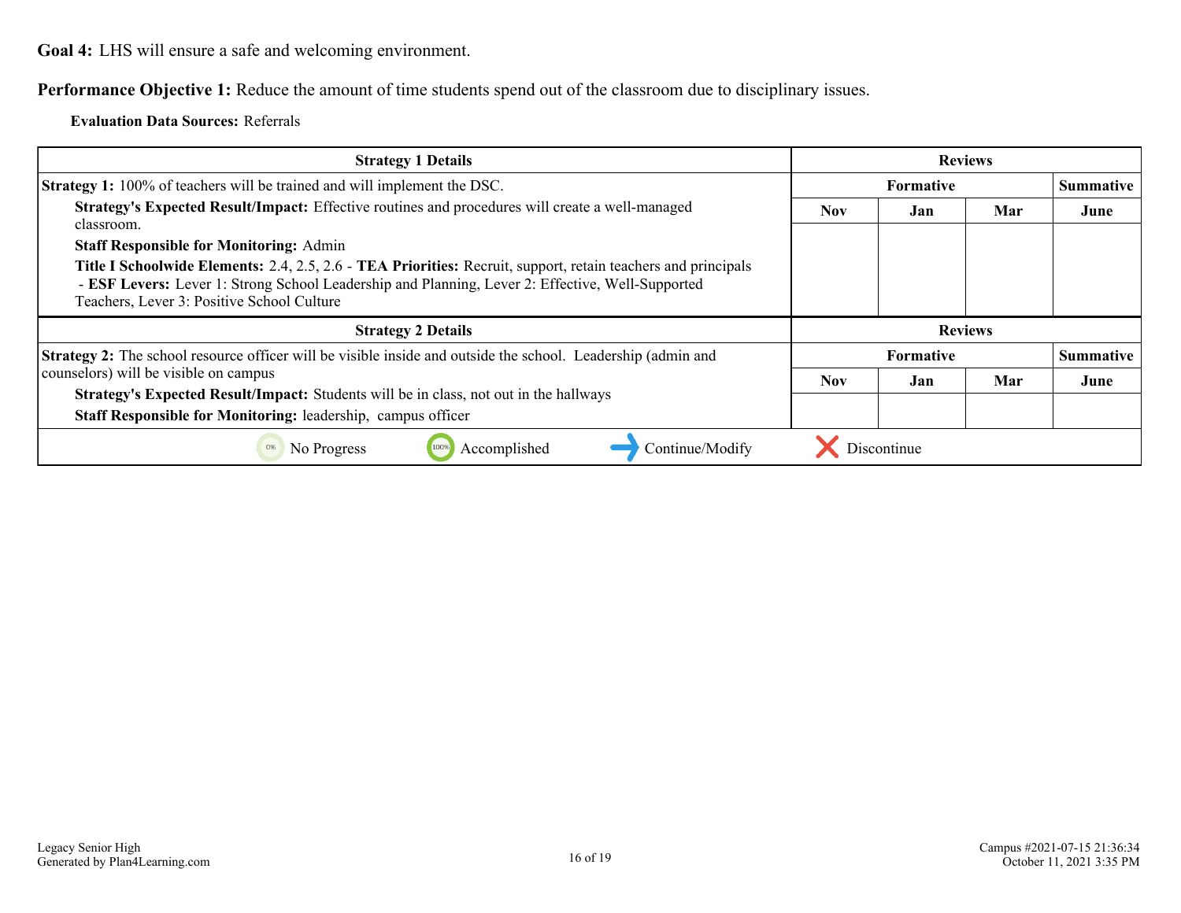**Goal 4:** LHS will ensure a safe and welcoming environment.

**Performance Objective 1:** Reduce the amount of time students spend out of the classroom due to disciplinary issues.

**Evaluation Data Sources:** Referrals

| Strategy 1 Details | Reviews | | | |
|---|---|---|---|---|
| | Formative | | | Summative |
| | Nov | Jan | Mar | June |
| **Strategy 1:** 100% of teachers will be trained and will implement the DSC.<br>**Strategy's Expected Result/Impact:** Effective routines and procedures will create a well-managed classroom.<br>**Staff Responsible for Monitoring:** Admin<br>**Title I Schoolwide Elements:** 2.4, 2.5, 2.6 - **TEA Priorities:** Recruit, support, retain teachers and principals - **ESF Levers:** Lever 1: Strong School Leadership and Planning, Lever 2: Effective, Well-Supported Teachers, Lever 3: Positive School Culture | | | | |

| Strategy 2 Details | Reviews | | | |
|---|---|---|---|---|
| | Formative | | | Summative |
| | Nov | Jan | Mar | June |
| **Strategy 2:** The school resource officer will be visible inside and outside the school. Leadership (admin and counselors) will be visible on campus<br>**Strategy's Expected Result/Impact:** Students will be in class, not out in the hallways<br>**Staff Responsible for Monitoring:** leadership, campus officer | | | | |

No Progress | Accomplished | Continue/Modify | Discontinue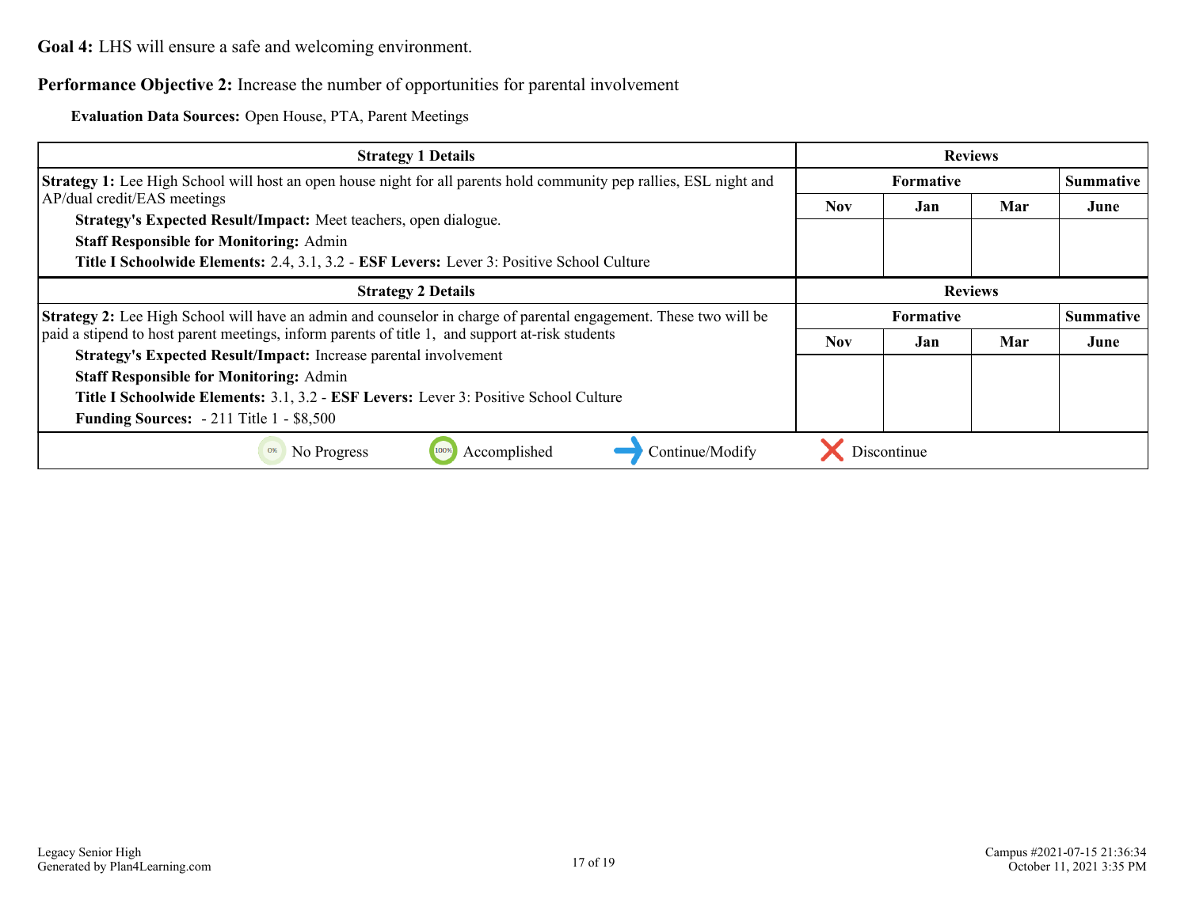**Goal 4:** LHS will ensure a safe and welcoming environment.

**Performance Objective 2:** Increase the number of opportunities for parental involvement

**Evaluation Data Sources:** Open House, PTA, Parent Meetings

| Strategy 1 Details | Reviews | | | |
|---|---|---|---|---|
| | Formative | | | Summative |
| | Nov | Jan | Mar | June |
| **Strategy 1:** Lee High School will host an open house night for all parents hold community pep rallies, ESL night and AP/dual credit/EAS meetings<br>**Strategy's Expected Result/Impact:** Meet teachers, open dialogue.<br>**Staff Responsible for Monitoring:** Admin<br>**Title I Schoolwide Elements:** 2.4, 3.1, 3.2 - **ESF Levers:** Lever 3: Positive School Culture | | | | |

| Strategy 2 Details | Reviews | | | |
|---|---|---|---|---|
| | Formative | | | Summative |
| | Nov | Jan | Mar | June |
| **Strategy 2:** Lee High School will have an admin and counselor in charge of parental engagement. These two will be paid a stipend to host parent meetings, inform parents of title 1, and support at-risk students<br>**Strategy's Expected Result/Impact:** Increase parental involvement<br>**Staff Responsible for Monitoring:** Admin<br>**Title I Schoolwide Elements:** 3.1, 3.2 - **ESF Levers:** Lever 3: Positive School Culture<br>**Funding Sources:** - 211 Title 1 - $8,500 | | | | |

0% No Progress | 100% Accomplished | → Continue/Modify | ✕ Discontinue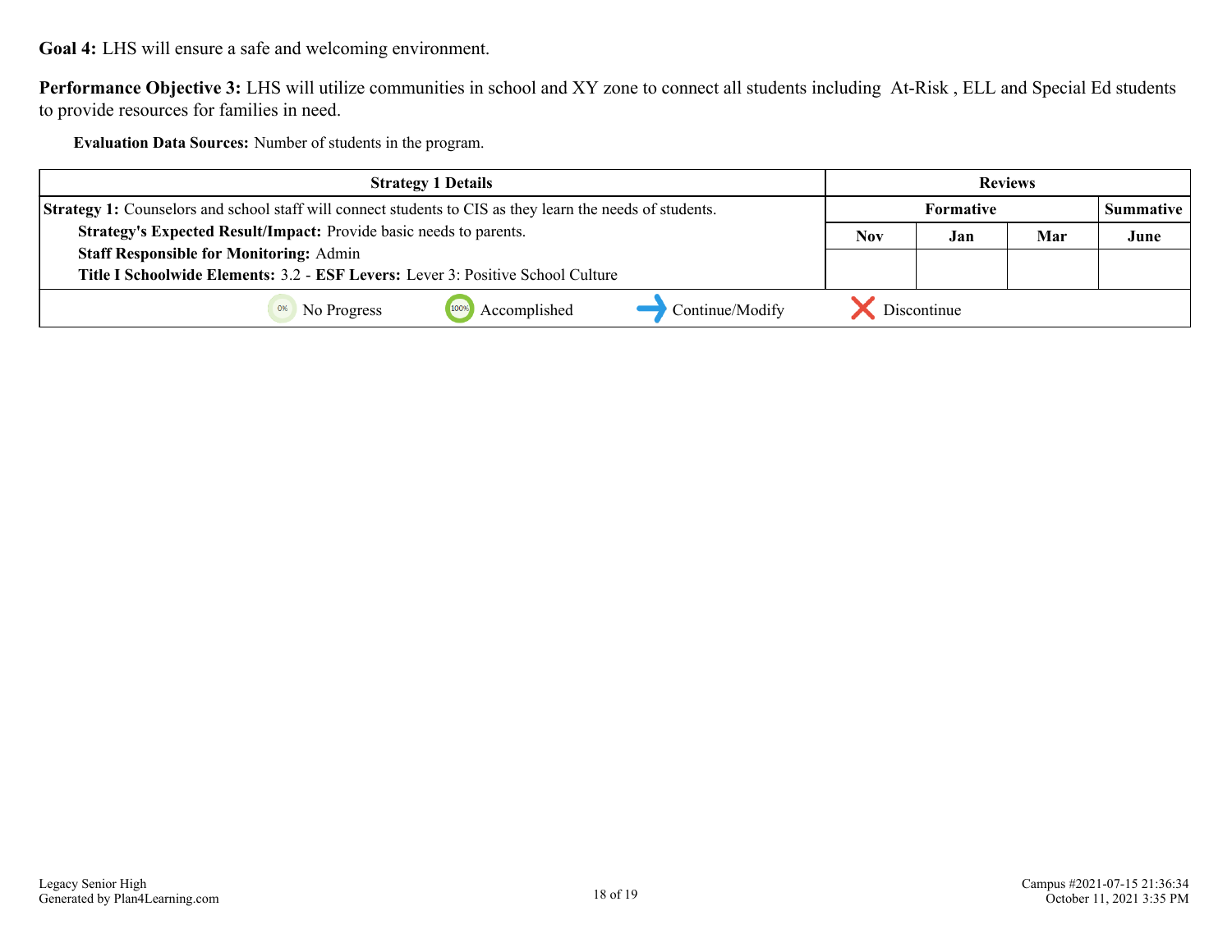**Goal 4:** LHS will ensure a safe and welcoming environment.

**Performance Objective 3:** LHS will utilize communities in school and XY zone to connect all students including At-Risk , ELL and Special Ed students to provide resources for families in need.

**Evaluation Data Sources:** Number of students in the program.

| Strategy 1 Details | Reviews | | | |
|---|---|---|---|---|
| **Strategy 1:** Counselors and school staff will connect students to CIS as they learn the needs of students. | Formative | | | Summative |
| **Strategy's Expected Result/Impact:** Provide basic needs to parents.<br>**Staff Responsible for Monitoring:** Admin<br>**Title I Schoolwide Elements:** 3.2 - **ESF Levers:** Lever 3: Positive School Culture | Nov | Jan | Mar | June |
| | | | | |

No Progress | Accomplished | Continue/Modify | Discontinue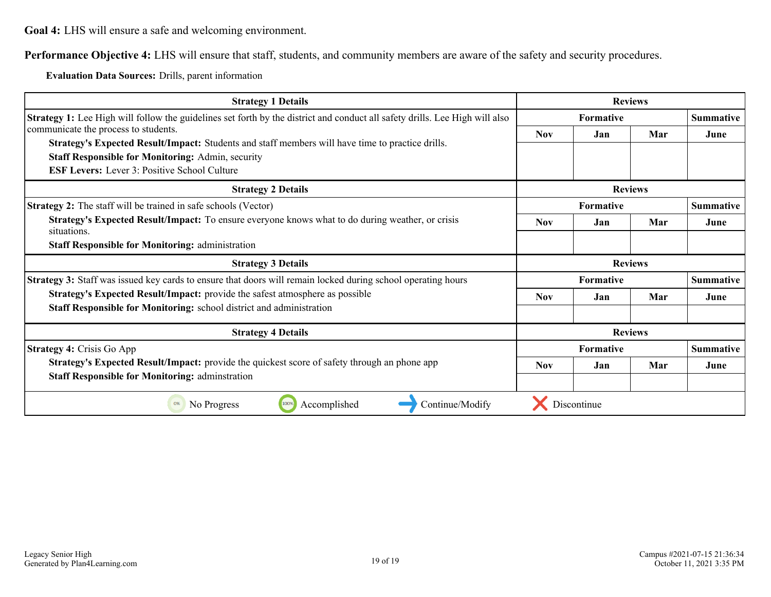**Goal 4:** LHS will ensure a safe and welcoming environment.

**Performance Objective 4:** LHS will ensure that staff, students, and community members are aware of the safety and security procedures.

**Evaluation Data Sources:** Drills, parent information

| Strategy 1 Details | Reviews | | | |
|---|---|---|---|---|
| **Strategy 1:** Lee High will follow the guidelines set forth by the district and conduct all safety drills. Lee High will also communicate the process to students. | Formative | | | Summative |
| **Strategy's Expected Result/Impact:** Students and staff members will have time to practice drills.<br>**Staff Responsible for Monitoring:** Admin, security<br>**ESF Levers:** Lever 3: Positive School Culture | Nov | Jan | Mar | June |
| | | | | |

| Strategy 2 Details | Reviews | | | |
|---|---|---|---|---|
| **Strategy 2:** The staff will be trained in safe schools (Vector) | Formative | | | Summative |
| **Strategy's Expected Result/Impact:** To ensure everyone knows what to do during weather, or crisis situations.<br>**Staff Responsible for Monitoring:** administration | Nov | Jan | Mar | June |
| | | | | |

| Strategy 3 Details | Reviews | | | |
|---|---|---|---|---|
| **Strategy 3:** Staff was issued key cards to ensure that doors will remain locked during school operating hours | Formative | | | Summative |
| **Strategy's Expected Result/Impact:** provide the safest atmosphere as possible<br>**Staff Responsible for Monitoring:** school district and administration | Nov | Jan | Mar | June |
| | | | | |

| Strategy 4 Details | Reviews | | | |
|---|---|---|---|---|
| **Strategy 4:** Crisis Go App | Formative | | | Summative |
| **Strategy's Expected Result/Impact:** provide the quickest score of safety through an phone app<br>**Staff Responsible for Monitoring:** adminstration | Nov | Jan | Mar | June |
| | | | | |

No Progress | Accomplished | Continue/Modify | Discontinue